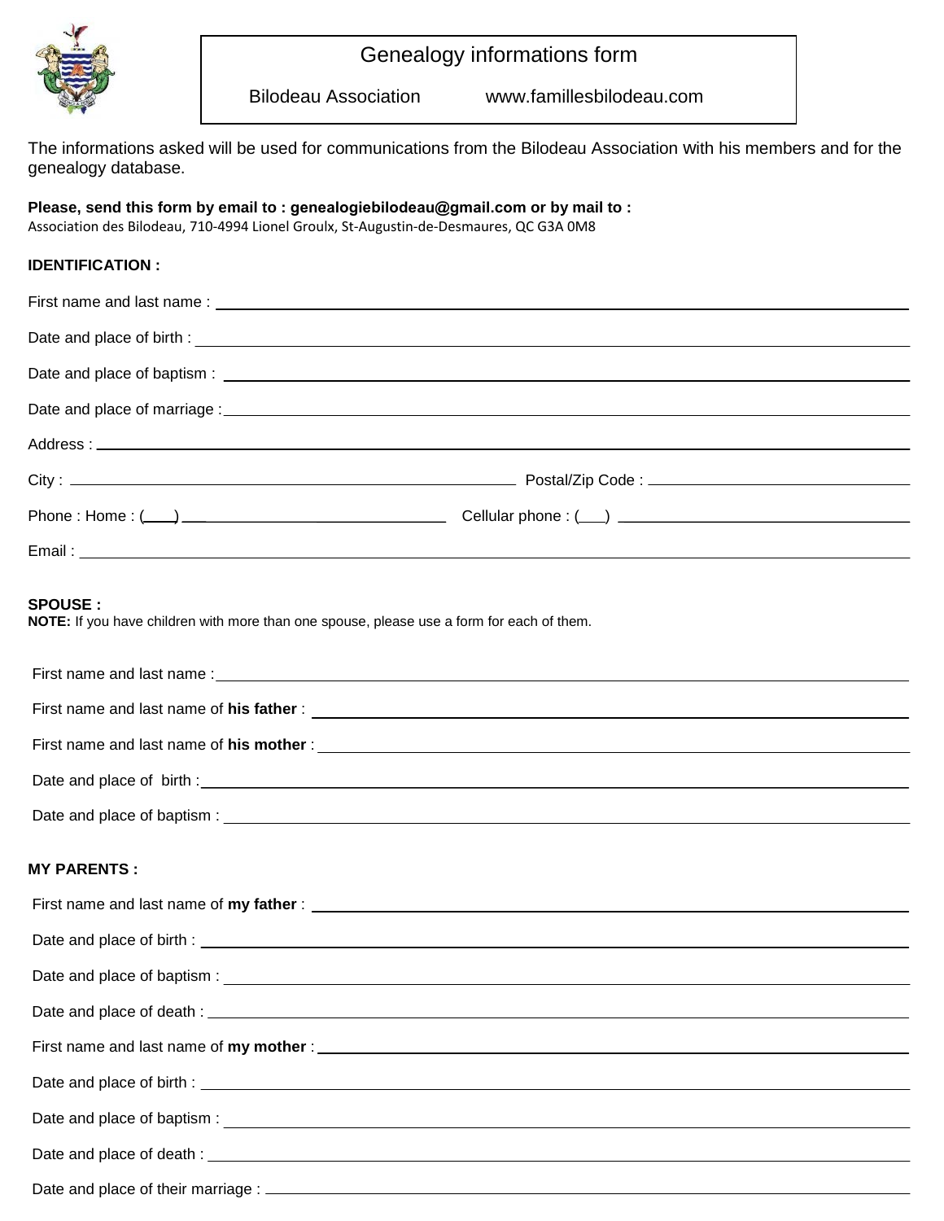# Genealogy informations form

Bilodeau Association www.famillesbilodeau.com

The informations asked will be used for communications from the Bilodeau Association with his members and for the genealogy database.

**Please, send this form by email to : genealogiebilodeau@gmail.com or by mail to :**
Association des Bilodeau, 710-4994 Lionel Groulx, St-Augustin-de-Desmaures, QC G3A 0M8

**IDENTIFICATION :**

First name and last name : ____________________

Date and place of birth : ____________________

Date and place of baptism : ____________________

Date and place of marriage : ____________________

Address : ____________________

City : ____________________ Postal/Zip Code : ____________________

Phone : Home : (____) ____________________ Cellular phone : (___) ____________________

Email : ____________________

**SPOUSE :**
**NOTE:** If you have children with more than one spouse, please use a form for each of them.

First name and last name : ____________________

First name and last name of **his father** : ____________________

First name and last name of **his mother** : ____________________

Date and place of birth : ____________________

Date and place of baptism : ____________________

**MY PARENTS :**

First name and last name of **my father** : ____________________

Date and place of birth : ____________________

Date and place of baptism : ____________________

Date and place of death : ____________________

First name and last name of **my mother** : ____________________

Date and place of birth : ____________________

Date and place of baptism : ____________________

Date and place of death : ____________________

Date and place of their marriage : ____________________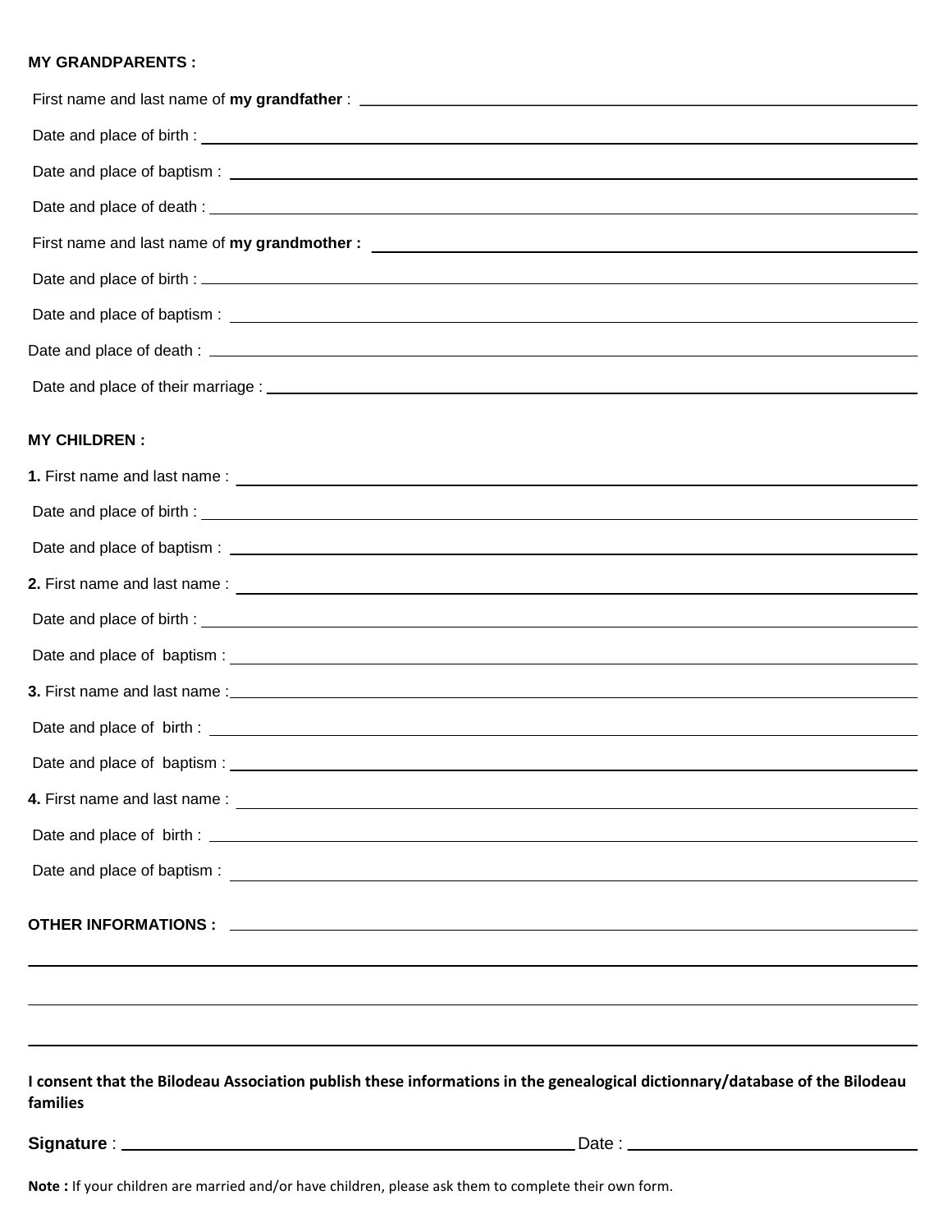**MY GRANDPARENTS :**

First name and last name of **my grandfather** : \_\_\_\_\_\_\_\_\_\_\_\_\_\_\_\_\_\_\_\_\_\_\_\_\_\_\_\_\_\_

Date and place of birth : \_\_\_\_\_\_\_\_\_\_\_\_\_\_\_\_\_\_\_\_\_\_\_\_\_\_\_\_\_\_

Date and place of baptism : \_\_\_\_\_\_\_\_\_\_\_\_\_\_\_\_\_\_\_\_\_\_\_\_\_\_\_\_\_\_

Date and place of death : \_\_\_\_\_\_\_\_\_\_\_\_\_\_\_\_\_\_\_\_\_\_\_\_\_\_\_\_\_\_

First name and last name of **my grandmother :** \_\_\_\_\_\_\_\_\_\_\_\_\_\_\_\_\_\_\_\_\_\_\_\_\_\_\_\_\_\_

Date and place of birth : \_\_\_\_\_\_\_\_\_\_\_\_\_\_\_\_\_\_\_\_\_\_\_\_\_\_\_\_\_\_

Date and place of baptism : \_\_\_\_\_\_\_\_\_\_\_\_\_\_\_\_\_\_\_\_\_\_\_\_\_\_\_\_\_\_

Date and place of death : \_\_\_\_\_\_\_\_\_\_\_\_\_\_\_\_\_\_\_\_\_\_\_\_\_\_\_\_\_\_

Date and place of their marriage : \_\_\_\_\_\_\_\_\_\_\_\_\_\_\_\_\_\_\_\_\_\_\_\_\_\_\_\_\_\_

**MY CHILDREN :**

**1.** First name and last name : \_\_\_\_\_\_\_\_\_\_\_\_\_\_\_\_\_\_\_\_\_\_\_\_\_\_\_\_\_\_

Date and place of birth : \_\_\_\_\_\_\_\_\_\_\_\_\_\_\_\_\_\_\_\_\_\_\_\_\_\_\_\_\_\_

Date and place of baptism : \_\_\_\_\_\_\_\_\_\_\_\_\_\_\_\_\_\_\_\_\_\_\_\_\_\_\_\_\_\_

**2.** First name and last name : \_\_\_\_\_\_\_\_\_\_\_\_\_\_\_\_\_\_\_\_\_\_\_\_\_\_\_\_\_\_

Date and place of birth : \_\_\_\_\_\_\_\_\_\_\_\_\_\_\_\_\_\_\_\_\_\_\_\_\_\_\_\_\_\_

Date and place of baptism : \_\_\_\_\_\_\_\_\_\_\_\_\_\_\_\_\_\_\_\_\_\_\_\_\_\_\_\_\_\_

**3.** First name and last name : \_\_\_\_\_\_\_\_\_\_\_\_\_\_\_\_\_\_\_\_\_\_\_\_\_\_\_\_\_\_

Date and place of birth : \_\_\_\_\_\_\_\_\_\_\_\_\_\_\_\_\_\_\_\_\_\_\_\_\_\_\_\_\_\_

Date and place of baptism : \_\_\_\_\_\_\_\_\_\_\_\_\_\_\_\_\_\_\_\_\_\_\_\_\_\_\_\_\_\_

**4.** First name and last name : \_\_\_\_\_\_\_\_\_\_\_\_\_\_\_\_\_\_\_\_\_\_\_\_\_\_\_\_\_\_

Date and place of birth : \_\_\_\_\_\_\_\_\_\_\_\_\_\_\_\_\_\_\_\_\_\_\_\_\_\_\_\_\_\_

Date and place of baptism : \_\_\_\_\_\_\_\_\_\_\_\_\_\_\_\_\_\_\_\_\_\_\_\_\_\_\_\_\_\_

**OTHER INFORMATIONS :** \_\_\_\_\_\_\_\_\_\_\_\_\_\_\_\_\_\_\_\_\_\_\_\_\_\_\_\_\_\_

\_\_\_\_\_\_\_\_\_\_\_\_\_\_\_\_\_\_\_\_\_\_\_\_\_\_\_\_\_\_

\_\_\_\_\_\_\_\_\_\_\_\_\_\_\_\_\_\_\_\_\_\_\_\_\_\_\_\_\_\_

\_\_\_\_\_\_\_\_\_\_\_\_\_\_\_\_\_\_\_\_\_\_\_\_\_\_\_\_\_\_

**I consent that the Bilodeau Association publish these informations in the genealogical dictionnary/database of the Bilodeau families**

**Signature** : \_\_\_\_\_\_\_\_\_\_\_\_\_\_\_\_\_\_\_\_\_\_\_\_\_\_\_\_\_\_ Date : \_\_\_\_\_\_\_\_\_\_\_\_\_\_\_\_\_\_\_\_

**Note :** If your children are married and/or have children, please ask them to complete their own form.